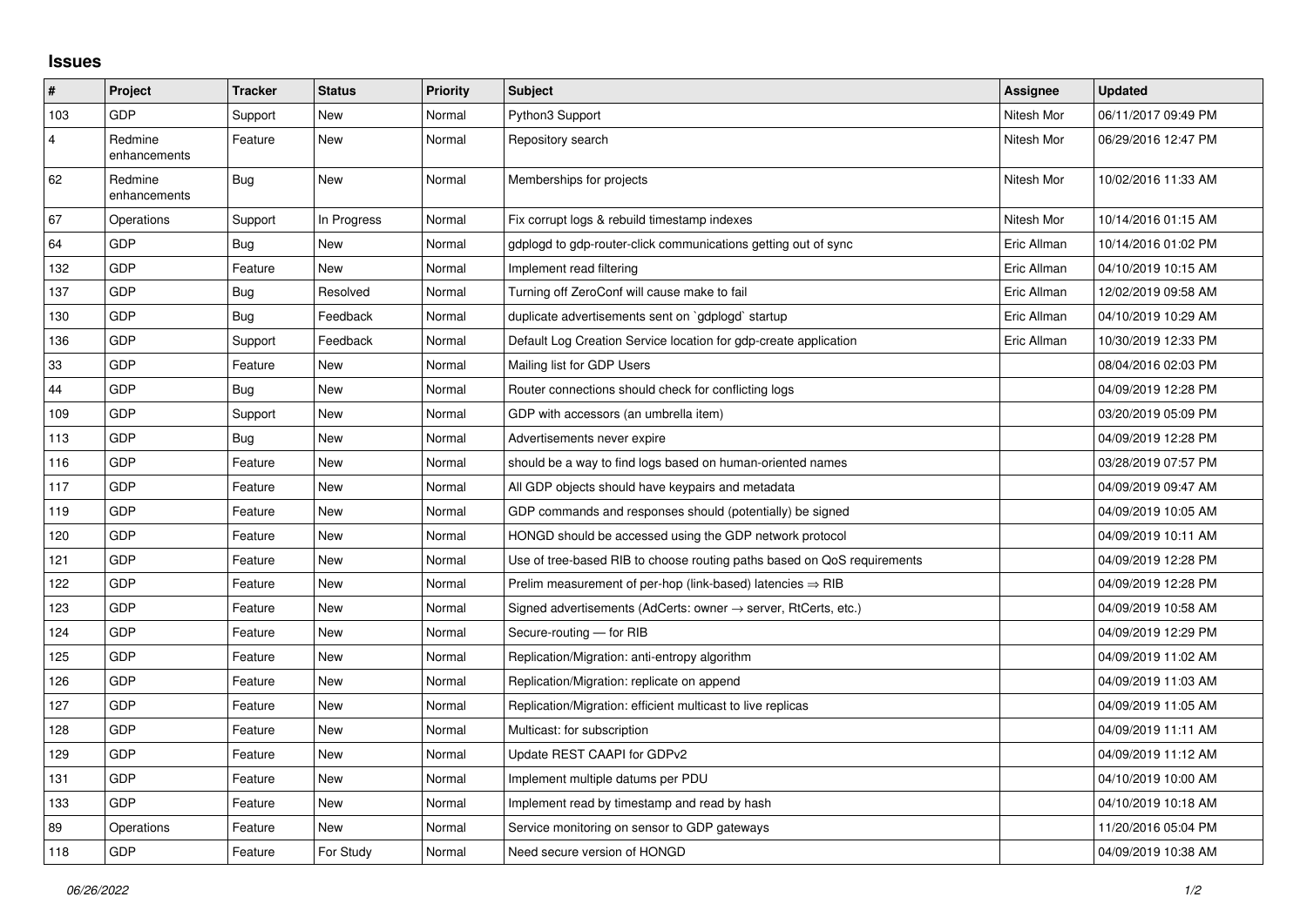## Issues

| # | Project | Tracker | Status | Priority | Subject | Assignee | Updated |
|---|---|---|---|---|---|---|---|
| 103 | GDP | Support | New | Normal | Python3 Support | Nitesh Mor | 06/11/2017 09:49 PM |
| 4 | Redmine enhancements | Feature | New | Normal | Repository search | Nitesh Mor | 06/29/2016 12:47 PM |
| 62 | Redmine enhancements | Bug | New | Normal | Memberships for projects | Nitesh Mor | 10/02/2016 11:33 AM |
| 67 | Operations | Support | In Progress | Normal | Fix corrupt logs & rebuild timestamp indexes | Nitesh Mor | 10/14/2016 01:15 AM |
| 64 | GDP | Bug | New | Normal | gdplogd to gdp-router-click communications getting out of sync | Eric Allman | 10/14/2016 01:02 PM |
| 132 | GDP | Feature | New | Normal | Implement read filtering | Eric Allman | 04/10/2019 10:15 AM |
| 137 | GDP | Bug | Resolved | Normal | Turning off ZeroConf will cause make to fail | Eric Allman | 12/02/2019 09:58 AM |
| 130 | GDP | Bug | Feedback | Normal | duplicate advertisements sent on `gdplogd` startup | Eric Allman | 04/10/2019 10:29 AM |
| 136 | GDP | Support | Feedback | Normal | Default Log Creation Service location for gdp-create application | Eric Allman | 10/30/2019 12:33 PM |
| 33 | GDP | Feature | New | Normal | Mailing list for GDP Users | | 08/04/2016 02:03 PM |
| 44 | GDP | Bug | New | Normal | Router connections should check for conflicting logs | | 04/09/2019 12:28 PM |
| 109 | GDP | Support | New | Normal | GDP with accessors (an umbrella item) | | 03/20/2019 05:09 PM |
| 113 | GDP | Bug | New | Normal | Advertisements never expire | | 04/09/2019 12:28 PM |
| 116 | GDP | Feature | New | Normal | should be a way to find logs based on human-oriented names | | 03/28/2019 07:57 PM |
| 117 | GDP | Feature | New | Normal | All GDP objects should have keypairs and metadata | | 04/09/2019 09:47 AM |
| 119 | GDP | Feature | New | Normal | GDP commands and responses should (potentially) be signed | | 04/09/2019 10:05 AM |
| 120 | GDP | Feature | New | Normal | HONGD should be accessed using the GDP network protocol | | 04/09/2019 10:11 AM |
| 121 | GDP | Feature | New | Normal | Use of tree-based RIB to choose routing paths based on QoS requirements | | 04/09/2019 12:28 PM |
| 122 | GDP | Feature | New | Normal | Prelim measurement of per-hop (link-based) latencies ⇒ RIB | | 04/09/2019 12:28 PM |
| 123 | GDP | Feature | New | Normal | Signed advertisements (AdCerts: owner → server, RtCerts, etc.) | | 04/09/2019 10:58 AM |
| 124 | GDP | Feature | New | Normal | Secure-routing — for RIB | | 04/09/2019 12:29 PM |
| 125 | GDP | Feature | New | Normal | Replication/Migration: anti-entropy algorithm | | 04/09/2019 11:02 AM |
| 126 | GDP | Feature | New | Normal | Replication/Migration: replicate on append | | 04/09/2019 11:03 AM |
| 127 | GDP | Feature | New | Normal | Replication/Migration: efficient multicast to live replicas | | 04/09/2019 11:05 AM |
| 128 | GDP | Feature | New | Normal | Multicast: for subscription | | 04/09/2019 11:11 AM |
| 129 | GDP | Feature | New | Normal | Update REST CAAPI for GDPv2 | | 04/09/2019 11:12 AM |
| 131 | GDP | Feature | New | Normal | Implement multiple datums per PDU | | 04/10/2019 10:00 AM |
| 133 | GDP | Feature | New | Normal | Implement read by timestamp and read by hash | | 04/10/2019 10:18 AM |
| 89 | Operations | Feature | New | Normal | Service monitoring on sensor to GDP gateways | | 11/20/2016 05:04 PM |
| 118 | GDP | Feature | For Study | Normal | Need secure version of HONGD | | 04/09/2019 10:38 AM |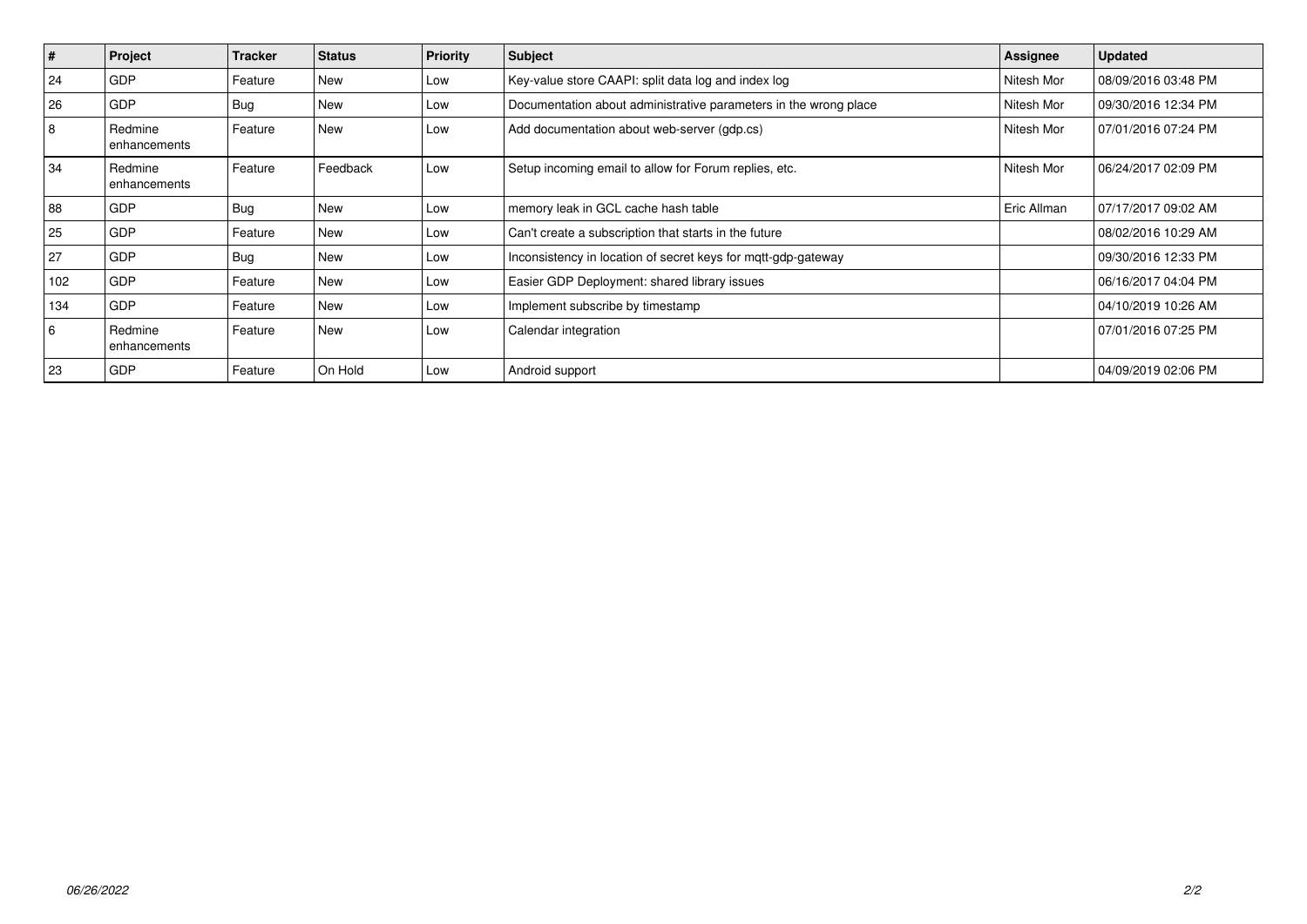| # | Project | Tracker | Status | Priority | Subject | Assignee | Updated |
|---|---|---|---|---|---|---|---|
| 24 | GDP | Feature | New | Low | Key-value store CAAPI: split data log and index log | Nitesh Mor | 08/09/2016 03:48 PM |
| 26 | GDP | Bug | New | Low | Documentation about administrative parameters in the wrong place | Nitesh Mor | 09/30/2016 12:34 PM |
| 8 | Redmine enhancements | Feature | New | Low | Add documentation about web-server (gdp.cs) | Nitesh Mor | 07/01/2016 07:24 PM |
| 34 | Redmine enhancements | Feature | Feedback | Low | Setup incoming email to allow for Forum replies, etc. | Nitesh Mor | 06/24/2017 02:09 PM |
| 88 | GDP | Bug | New | Low | memory leak in GCL cache hash table | Eric Allman | 07/17/2017 09:02 AM |
| 25 | GDP | Feature | New | Low | Can't create a subscription that starts in the future | | 08/02/2016 10:29 AM |
| 27 | GDP | Bug | New | Low | Inconsistency in location of secret keys for mqtt-gdp-gateway | | 09/30/2016 12:33 PM |
| 102 | GDP | Feature | New | Low | Easier GDP Deployment: shared library issues | | 06/16/2017 04:04 PM |
| 134 | GDP | Feature | New | Low | Implement subscribe by timestamp | | 04/10/2019 10:26 AM |
| 6 | Redmine enhancements | Feature | New | Low | Calendar integration | | 07/01/2016 07:25 PM |
| 23 | GDP | Feature | On Hold | Low | Android support | | 04/09/2019 02:06 PM |